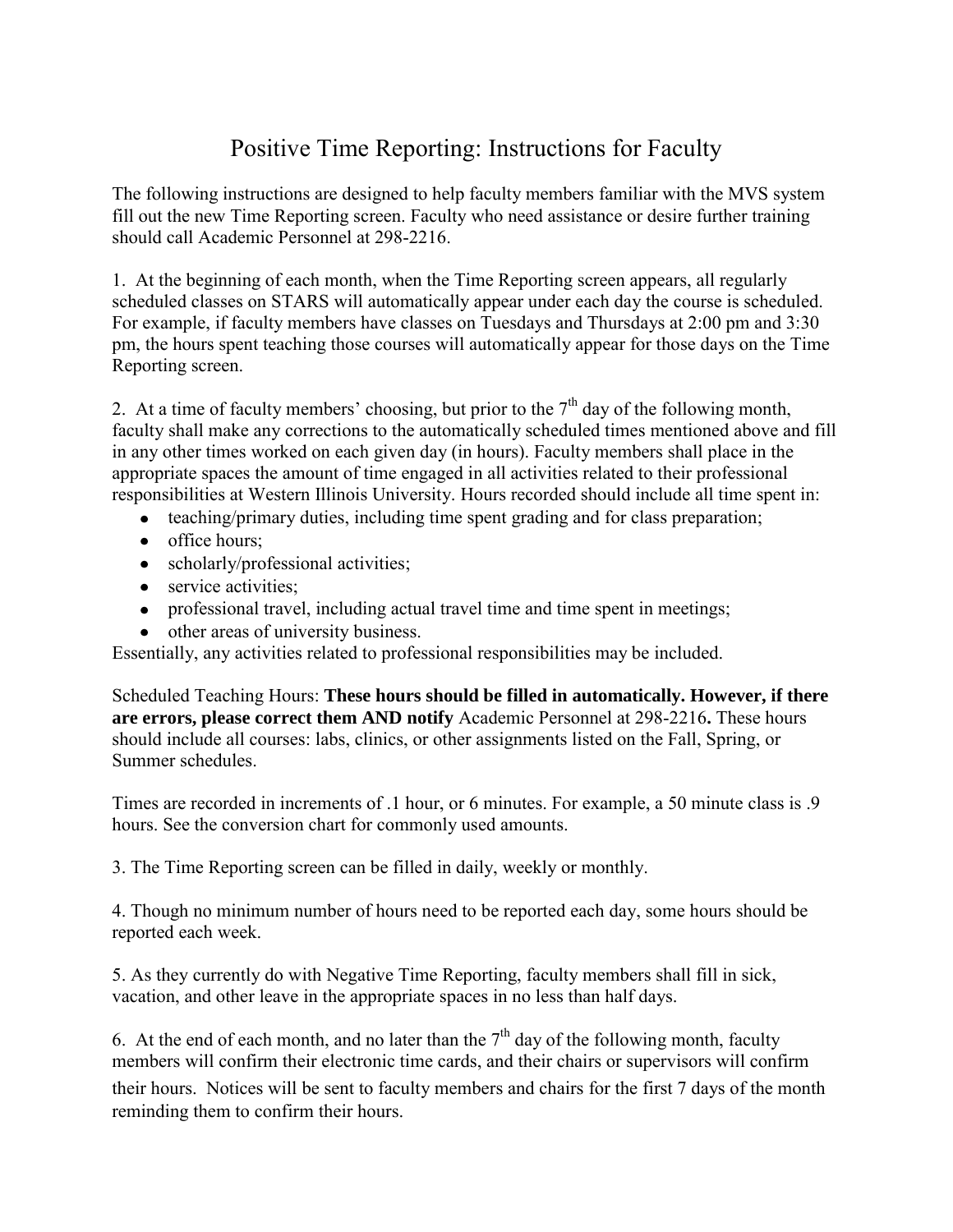# Positive Time Reporting: Instructions for Faculty

The following instructions are designed to help faculty members familiar with the MVS system fill out the new Time Reporting screen. Faculty who need assistance or desire further training should call Academic Personnel at 298-2216.

1. At the beginning of each month, when the Time Reporting screen appears, all regularly scheduled classes on STARS will automatically appear under each day the course is scheduled. For example, if faculty members have classes on Tuesdays and Thursdays at 2:00 pm and 3:30 pm, the hours spent teaching those courses will automatically appear for those days on the Time Reporting screen.

2. At a time of faculty members' choosing, but prior to the 7th day of the following month, faculty shall make any corrections to the automatically scheduled times mentioned above and fill in any other times worked on each given day (in hours). Faculty members shall place in the appropriate spaces the amount of time engaged in all activities related to their professional responsibilities at Western Illinois University. Hours recorded should include all time spent in:

- teaching/primary duties, including time spent grading and for class preparation;
- office hours;
- scholarly/professional activities;
- service activities;
- professional travel, including actual travel time and time spent in meetings;
- other areas of university business.

Essentially, any activities related to professional responsibilities may be included.

Scheduled Teaching Hours: **These hours should be filled in automatically. However, if there are errors, please correct them AND notify** Academic Personnel at 298-2216**.** These hours should include all courses: labs, clinics, or other assignments listed on the Fall, Spring, or Summer schedules.

Times are recorded in increments of .1 hour, or 6 minutes. For example, a 50 minute class is .9 hours. See the conversion chart for commonly used amounts.

3. The Time Reporting screen can be filled in daily, weekly or monthly.

4. Though no minimum number of hours need to be reported each day, some hours should be reported each week.

5. As they currently do with Negative Time Reporting, faculty members shall fill in sick, vacation, and other leave in the appropriate spaces in no less than half days.

6. At the end of each month, and no later than the 7th day of the following month, faculty members will confirm their electronic time cards, and their chairs or supervisors will confirm their hours. Notices will be sent to faculty members and chairs for the first 7 days of the month reminding them to confirm their hours.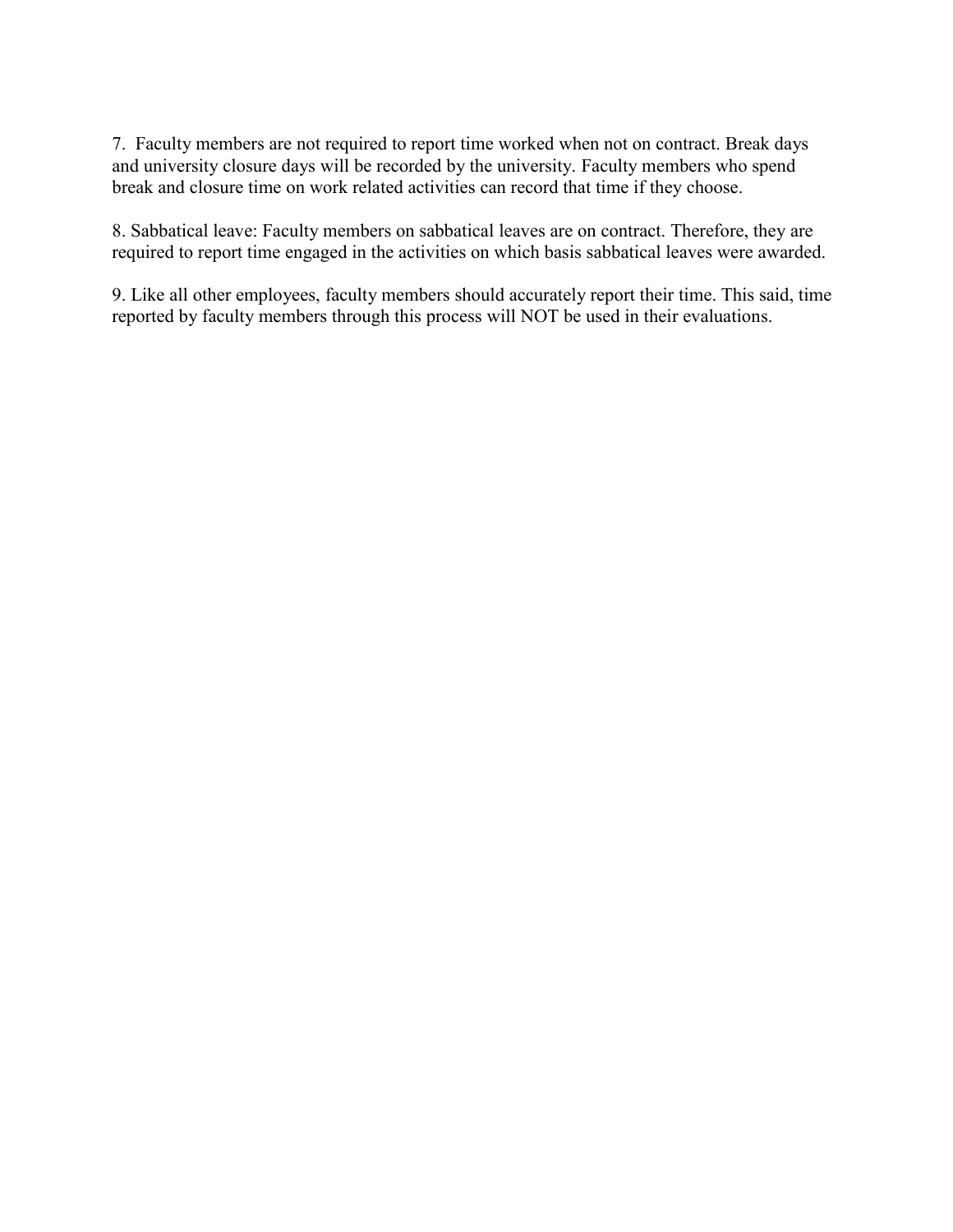7. Faculty members are not required to report time worked when not on contract. Break days and university closure days will be recorded by the university. Faculty members who spend break and closure time on work related activities can record that time if they choose.

8. Sabbatical leave: Faculty members on sabbatical leaves are on contract. Therefore, they are required to report time engaged in the activities on which basis sabbatical leaves were awarded.

9. Like all other employees, faculty members should accurately report their time. This said, time reported by faculty members through this process will NOT be used in their evaluations.